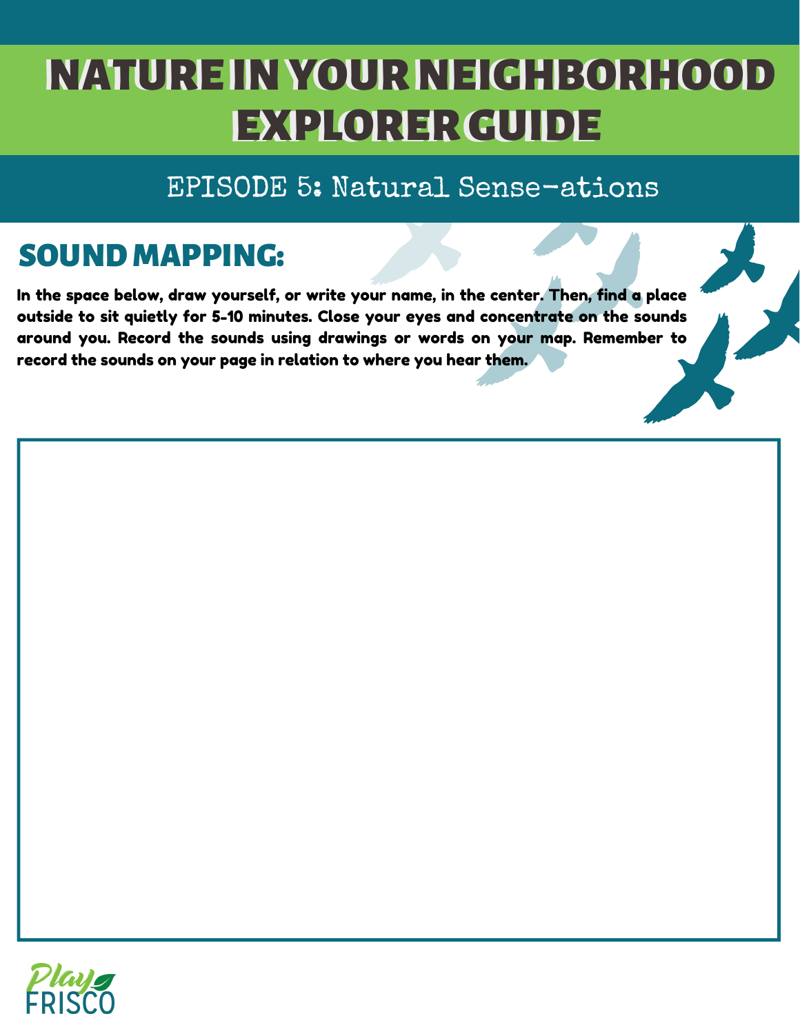# NATURE IN YOUR NEIGHBORHOOD EXPLORER GUIDE

## EPISODE 5: Natural Sense-ations

## SOUND MAPPING:

**In the space below, draw yourself, or write your name, in the center. Then, find a place outside to sit quietly for 5-10 minutes. Close your eyes and concentrate on the sounds around you. Record the sounds using drawings or words on your map. Remember to record the sounds on your page in relation to where you hear them.**

Play FRISCO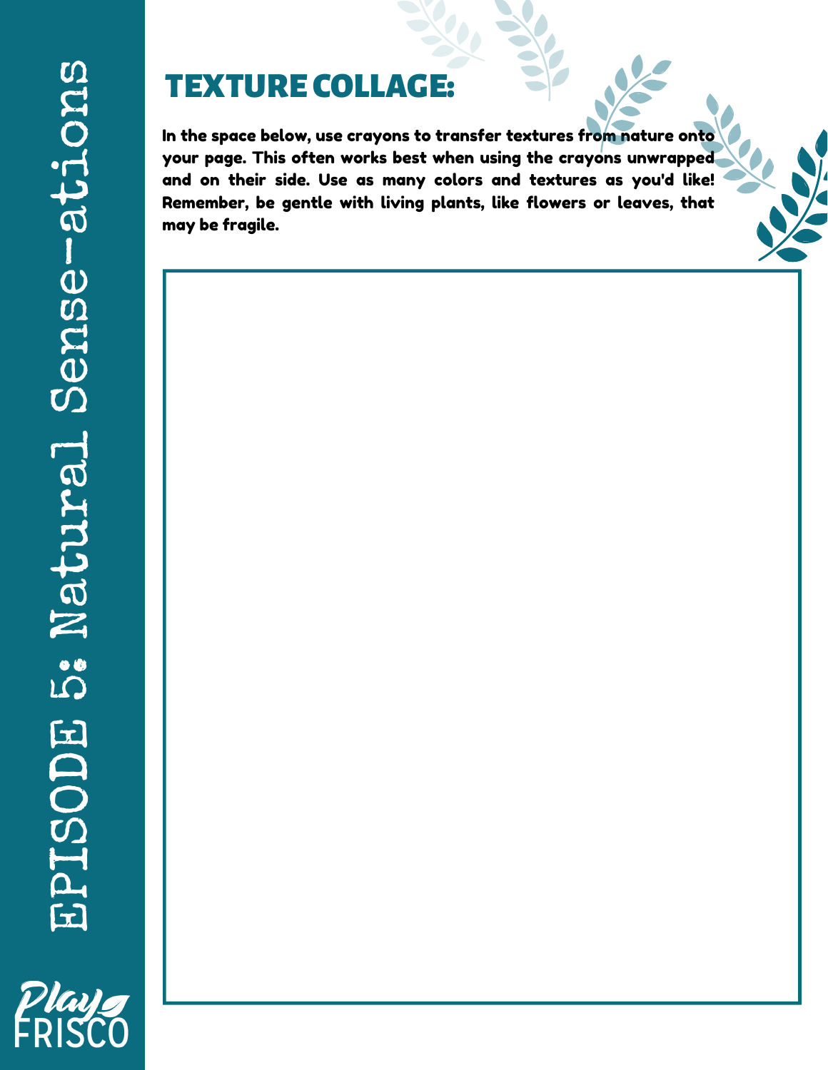# TEXTURE COLLAGE:

**In the space below, use crayons to transfer textures from nature onto your page. This often works best when using the crayons unwrapped and on their side. Use as many colors and textures as you'd like! Remember, be gentle with living plants, like flowers or leaves, that may be fragile.**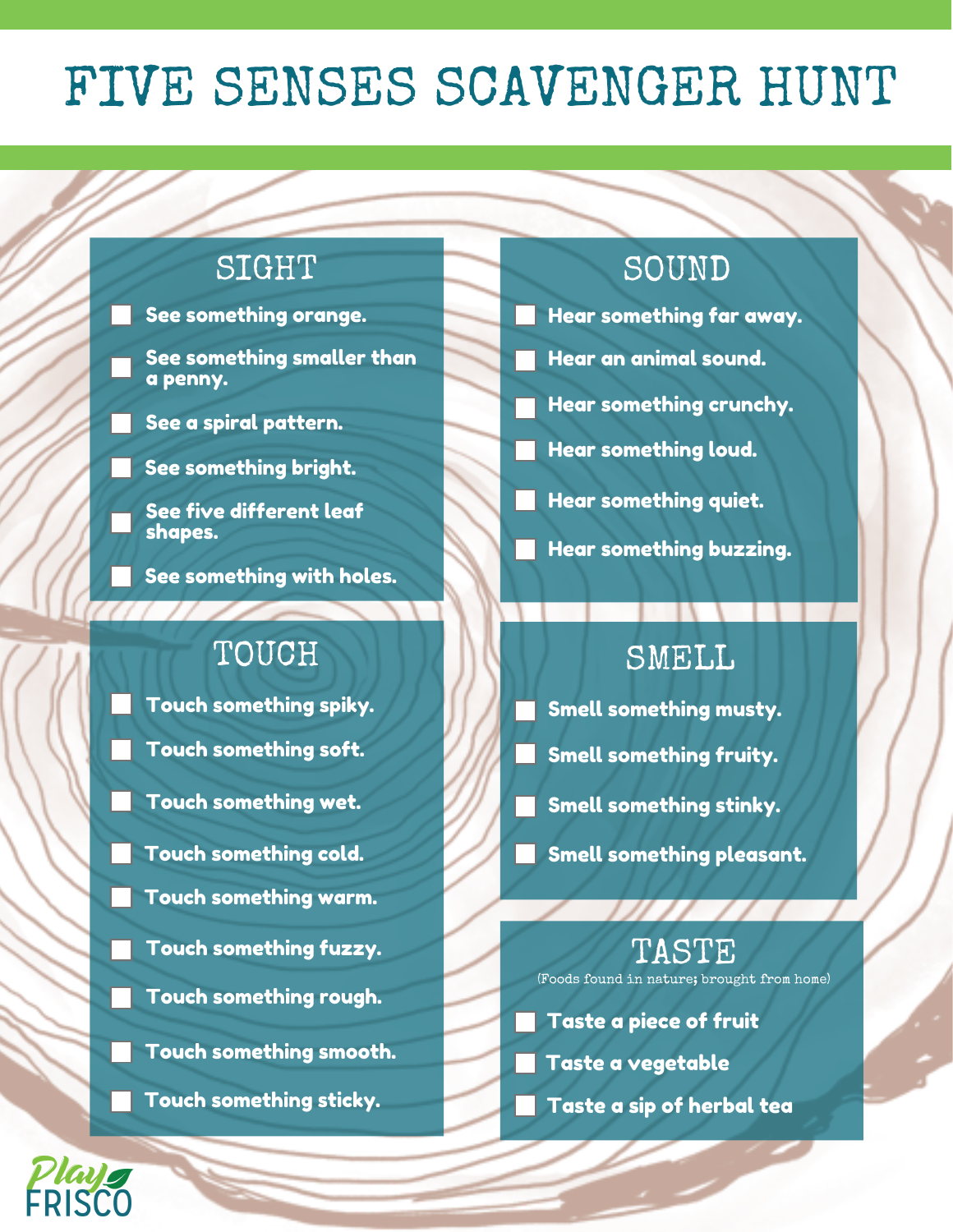# FIVE SENSES SCAVENGER HUNT

## SIGHT

- [ ] See something orange.
- [ ] See something smaller than a penny.
- [ ] See a spiral pattern.
- [ ] See something bright.
- [ ] See five different leaf shapes.
- [ ] See something with holes.

## SOUND

- [ ] Hear something far away.
- [ ] Hear an animal sound.
- [ ] Hear something crunchy.
- [ ] Hear something loud.
- [ ] Hear something quiet.
- [ ] Hear something buzzing.

## TOUCH

- [ ] Touch something spiky.
- [ ] Touch something soft.
- [ ] Touch something wet.
- [ ] Touch something cold.
- [ ] Touch something warm.
- [ ] Touch something fuzzy.
- [ ] Touch something rough.
- [ ] Touch something smooth.
- [ ] Touch something sticky.

## SMELL

- [ ] Smell something musty.
- [ ] Smell something fruity.
- [ ] Smell something stinky.
- [ ] Smell something pleasant.

## TASTE

(Foods found in nature; brought from home)

- [ ] Taste a piece of fruit
- [ ] Taste a vegetable
- [ ] Taste a sip of herbal tea

Play FRISCO